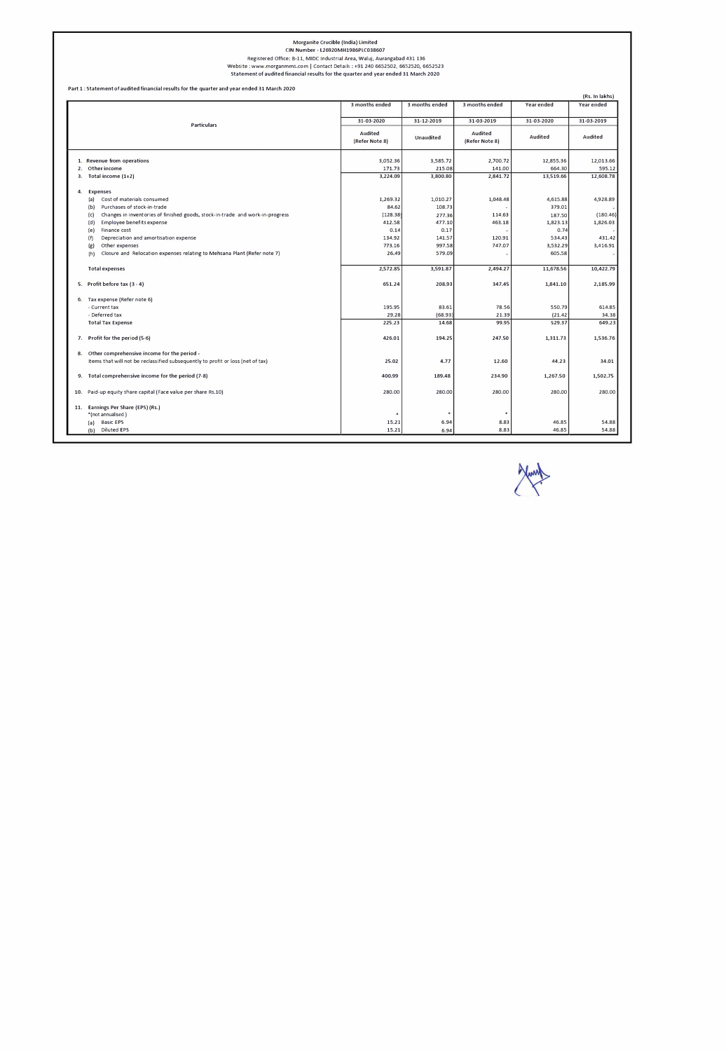Morganite Crucible (India) Limited
CIN Number - L26920MH1986PLC038607
Registered Office: B-11, MIDC Industrial Area, Waluj, Aurangabad 431 136
Website : www.morganmms.com | Contact Details : +91 240 6652502, 6652520, 6652523
Statement of audited financial results for the quarter and year ended 31 March 2020

Part 1 : Statement of audited financial results for the quarter and year ended 31 March 2020

(Rs. In lakhs)

| Particulars | 3 months ended | 3 months ended | 3 months ended | Year ended | Year ended |
|---|---|---|---|---|---|
| | 31-03-2020 | 31-12-2019 | 31-03-2019 | 31-03-2020 | 31-03-2019 |
| | Audited (Refer Note 8) | Unaudited | Audited (Refer Note 8) | Audited | Audited |
| 1. Revenue from operations | 3,052.36 | 3,585.72 | 2,700.72 | 12,855.36 | 12,013.66 |
| 2. Other income | 171.73 | 215.08 | 141.00 | 664.30 | 595.12 |
| 3. Total income (1+2) | 3,224.09 | 3,800.80 | 2,841.72 | 13,519.66 | 12,608.78 |
| 4. Expenses | | | | | |
| (a) Cost of materials consumed | 1,269.32 | 1,010.27 | 1,048.48 | 4,615.88 | 4,928.89 |
| (b) Purchases of stock-in-trade | 84.62 | 108.73 | - | 379.01 | - |
| (c) Changes in inventories of finished goods, stock-in-trade and work-in-progress | (128.38) | 277.36 | 114.63 | 187.50 | (180.46) |
| (d) Employee benefits expense | 412.58 | 477.10 | 463.18 | 1,823.13 | 1,826.03 |
| (e) Finance cost | 0.14 | 0.17 | - | 0.74 | - |
| (f) Depreciation and amortisation expense | 134.92 | 141.57 | 120.91 | 534.43 | 431.42 |
| (g) Other expenses | 773.16 | 997.58 | 747.07 | 3,532.29 | 3,416.91 |
| (h) Closure and Relocation expenses relating to Mehsana Plant (Refer note 7) | 26.49 | 579.09 | - | 605.58 | - |
| Total expenses | 2,572.85 | 3,591.87 | 2,494.27 | 11,678.56 | 10,422.79 |
| 5. Profit before tax (3 - 4) | 651.24 | 208.93 | 347.45 | 1,841.10 | 2,185.99 |
| 6. Tax expense (Refer note 6) | | | | | |
| - Current tax | 195.95 | 83.61 | 78.56 | 550.79 | 614.85 |
| - Deferred tax | 29.28 | (68.93) | 21.39 | (21.42) | 34.38 |
| Total Tax Expense | 225.23 | 14.68 | 99.95 | 529.37 | 649.23 |
| 7. Profit for the period (5-6) | 426.01 | 194.25 | 247.50 | 1,311.73 | 1,536.76 |
| 8. Other comprehensive income for the period - Items that will not be reclassified subsequently to profit or loss (net of tax) | 25.02 | 4.77 | 12.60 | 44.23 | 34.01 |
| 9. Total comprehensive income for the period (7-8) | 400.99 | 189.48 | 234.90 | 1,267.50 | 1,502.75 |
| 10. Paid-up equity share capital (Face value per share Rs.10) | 280.00 | 280.00 | 280.00 | 280.00 | 280.00 |
| 11. Earnings Per Share (EPS) (Rs.) *(not annualised) | * | * | * | | |
| (a) Basic EPS | 15.21 | 6.94 | 8.83 | 46.85 | 54.88 |
| (b) Diluted EPS | 15.21 | 6.94 | 8.83 | 46.85 | 54.88 |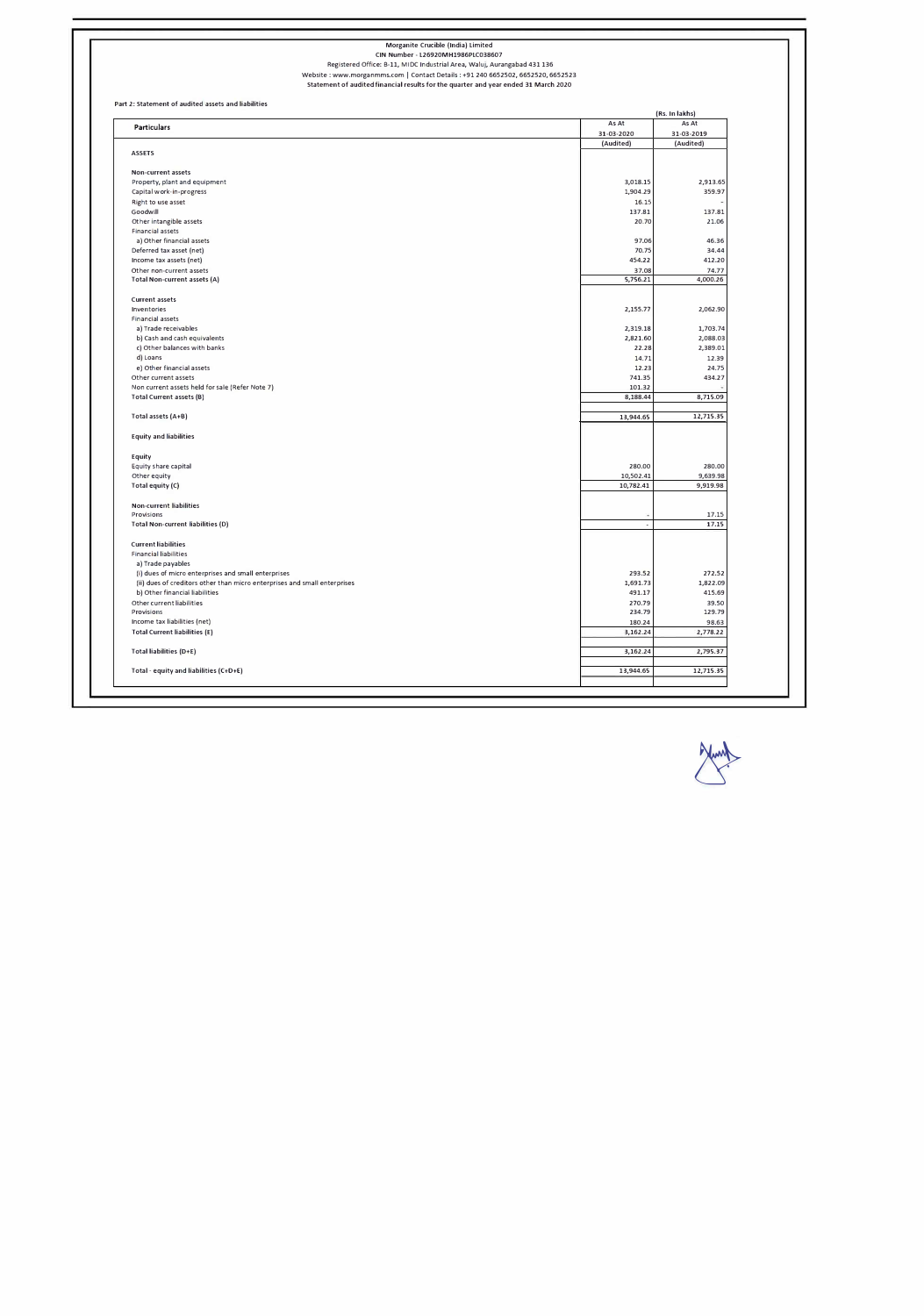Morganite Crucible (India) Limited
CIN Number - L26920MH1986PLC038607
Registered Office: B-11, MIDC Industrial Area, Waluj, Aurangabad 431 136
Website : www.morganmms.com | Contact Details : +91 240 6652502, 6652520, 6652523
**Statement of audited financial results for the quarter and year ended 31 March 2020**

**Part 2: Statement of audited assets and liabilities**

(Rs. In lakhs)

| Particulars | As At 31-03-2020 (Audited) | As At 31-03-2019 (Audited) |
|---|---|---|
| **ASSETS** | | |
| **Non-current assets** | | |
| Property, plant and equipment | 3,018.15 | 2,913.65 |
| Capital work-in-progress | 1,904.29 | 359.97 |
| Right to use asset | 16.15 | - |
| Goodwill | 137.81 | 137.81 |
| Other intangible assets | 20.70 | 21.06 |
| Financial assets | | |
| a) Other financial assets | 97.06 | 46.36 |
| Deferred tax asset (net) | 70.75 | 34.44 |
| Income tax assets (net) | 454.22 | 412.20 |
| Other non-current assets | 37.08 | 74.77 |
| **Total Non-current assets (A)** | 5,756.21 | 4,000.26 |
| **Current assets** | | |
| Inventories | 2,155.77 | 2,062.90 |
| Financial assets | | |
| a) Trade receivables | 2,319.18 | 1,703.74 |
| b) Cash and cash equivalents | 2,821.60 | 2,088.03 |
| c) Other balances with banks | 22.28 | 2,389.01 |
| d) Loans | 14.71 | 12.39 |
| e) Other financial assets | 12.23 | 24.75 |
| Other current assets | 741.35 | 434.27 |
| Non current assets held for sale (Refer Note 7) | 101.32 | - |
| **Total Current assets (B)** | 8,188.44 | 8,715.09 |
| **Total assets (A+B)** | 13,944.65 | 12,715.35 |
| **Equity and liabilities** | | |
| **Equity** | | |
| Equity share capital | 280.00 | 280.00 |
| Other equity | 10,502.41 | 9,639.98 |
| **Total equity (C)** | 10,782.41 | 9,919.98 |
| **Non-current liabilities** | | |
| Provisions | - | 17.15 |
| **Total Non-current liabilities (D)** | - | 17.15 |
| **Current liabilities** | | |
| Financial liabilities | | |
| a) Trade payables | | |
| (i) dues of micro enterprises and small enterprises | 293.52 | 272.52 |
| (ii) dues of creditors other than micro enterprises and small enterprises | 1,691.73 | 1,822.09 |
| b) Other financial liabilities | 491.17 | 415.69 |
| Other current liabilities | 270.79 | 39.50 |
| Provisions | 234.79 | 129.79 |
| Income tax liabilities (net) | 180.24 | 98.63 |
| **Total Current liabilities (E)** | 3,162.24 | 2,778.22 |
| **Total liabilities (D+E)** | 3,162.24 | 2,795.37 |
| **Total - equity and liabilities (C+D+E)** | 13,944.65 | 12,715.35 |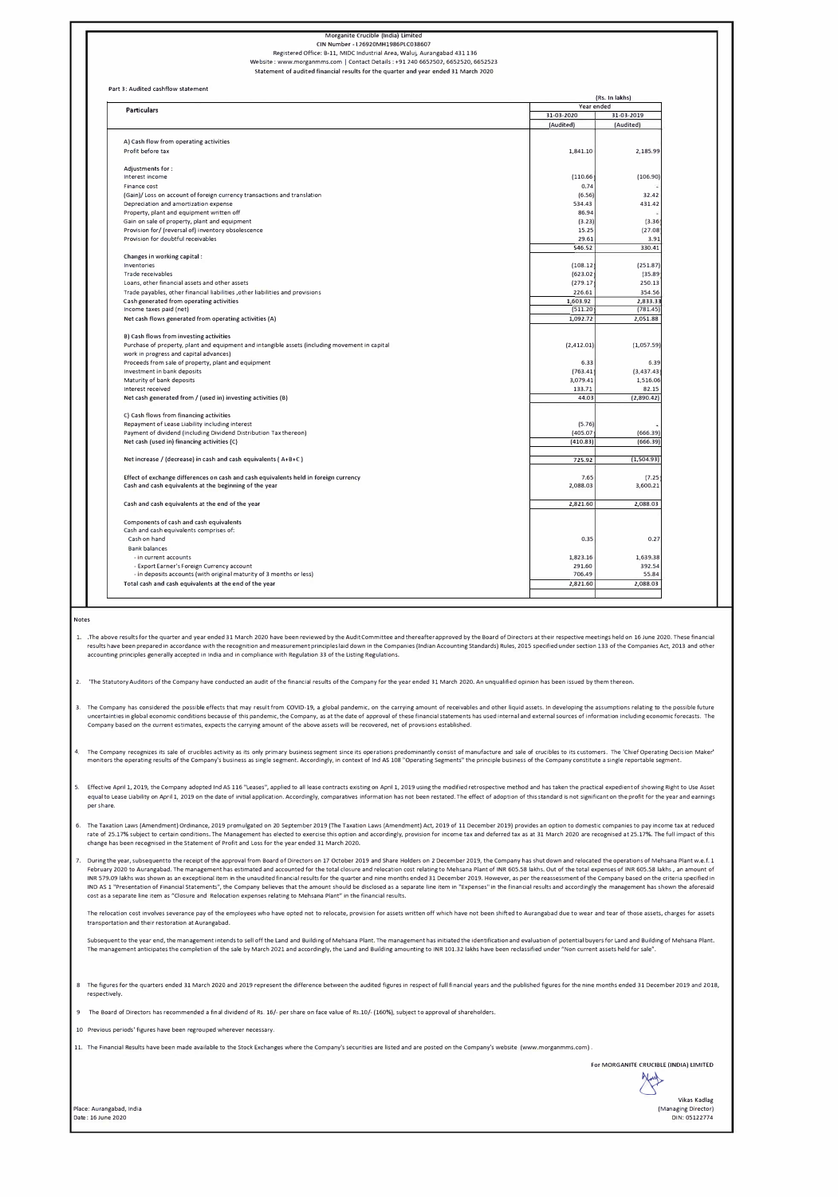Morganite Crucible (India) Limited
CIN Number - L26920MH1986PLC038607
Registered Office: B-11, MIDC Industrial Area, Waluj, Aurangabad 431 136
Website : www.morganmms.com | Contact Details : +91 240 6652502, 6652520, 6652523
Statement of audited financial results for the quarter and year ended 31 March 2020

Part 3: Audited cashflow statement

(Rs. In lakhs)

| Particulars | Year ended | |
|---|---|---|
| | 31-03-2020 | 31-03-2019 |
| | (Audited) | (Audited) |
| **A) Cash flow from operating activities** | | |
| Profit before tax | 1,841.10 | 2,185.99 |
| **Adjustments for :** | | |
| Interest income | (110.66) | (106.90) |
| Finance cost | 0.74 | - |
| (Gain)/ Loss on account of foreign currency transactions and translation | (6.56) | 32.42 |
| Depreciation and amortization expense | 534.43 | 431.42 |
| Property, plant and equipment written off | 86.94 | - |
| Gain on sale of property, plant and equipment | (3.23) | (3.36) |
| Provision for/ (reversal of) inventory obsolescence | 15.25 | (27.08) |
| Provision for doubtful receivables | 29.61 | 3.91 |
| | 546.52 | 330.41 |
| **Changes in working capital :** | | |
| Inventories | (108.12) | (251.87) |
| Trade receivables | (623.02) | (35.89) |
| Loans, other financial assets and other assets | (279.17) | 250.13 |
| Trade payables, other financial liabilities ,other liabilities and provisions | 226.61 | 354.56 |
| Cash generated from operating activities | 1,603.92 | 2,833.33 |
| Income taxes paid (net) | (511.20) | (781.45) |
| **Net cash flows generated from operating activities (A)** | 1,092.72 | 2,051.88 |
| **B) Cash flows from investing activities** | | |
| Purchase of property, plant and equipment and intangible assets (including movement in capital work in progress and capital advances) | (2,412.01) | (1,057.59) |
| Proceeds from sale of property, plant and equipment | 6.33 | 6.39 |
| Investment in bank deposits | (763.41) | (3,437.43) |
| Maturity of bank deposits | 3,079.41 | 1,516.06 |
| Interest received | 133.71 | 82.15 |
| **Net cash generated from / (used in) investing activities (B)** | 44.03 | (2,890.42) |
| **C) Cash flows from financing activities** | | |
| Repayment of Lease Liability including interest | (5.76) | - |
| Payment of dividend (including Dividend Distribution Tax thereon) | (405.07) | (666.39) |
| **Net cash (used in) financing activities (C)** | (410.83) | (666.39) |
| **Net increase / (decrease) in cash and cash equivalents ( A+B+C )** | 725.92 | (1,504.93) |
| **Effect of exchange differences on cash and cash equivalents held in foreign currency** | 7.65 | (7.25) |
| **Cash and cash equivalents at the beginning of the year** | 2,088.03 | 3,600.21 |
| **Cash and cash equivalents at the end of the year** | 2,821.60 | 2,088.03 |
| **Components of cash and cash equivalents** | | |
| Cash and cash equivalents comprises of: | | |
| Cash on hand | 0.35 | 0.27 |
| Bank balances | | |
| - in current accounts | 1,823.16 | 1,639.38 |
| - Export Earner's Foreign Currency account | 291.60 | 392.54 |
| - in deposits accounts (with original maturity of 3 months or less) | 706.49 | 55.84 |
| **Total cash and cash equivalents at the end of the year** | 2,821.60 | 2,088.03 |

## Notes

1. .The above results for the quarter and year ended 31 March 2020 have been reviewed by the Audit Committee and thereafter approved by the Board of Directors at their respective meetings held on 16 June 2020. These financial results have been prepared in accordance with the recognition and measurement principles laid down in the Companies (Indian Accounting Standards) Rules, 2015 specified under section 133 of the Companies Act, 2013 and other accounting principles generally accepted in India and in compliance with Regulation 33 of the Listing Regulations.

2. 'The Statutory Auditors of the Company have conducted an audit of the financial results of the Company for the year ended 31 March 2020. An unqualified opinion has been issued by them thereon.

3. The Company has considered the possible effects that may result from COVID-19, a global pandemic, on the carrying amount of receivables and other liquid assets. In developing the assumptions relating to the possible future uncertainties in global economic conditions because of this pandemic, the Company, as at the date of approval of these financial statements has used internal and external sources of information including economic forecasts. The Company based on the current estimates, expects the carrying amount of the above assets will be recovered, net of provisions established.

4. The Company recognizes its sale of crucibles activity as its only primary business segment since its operations predominantly consist of manufacture and sale of crucibles to its customers. The 'Chief Operating Decision Maker' monitors the operating results of the Company's business as single segment. Accordingly, in context of Ind AS 108 "Operating Segments" the principle business of the Company constitute a single reportable segment.

5. Effective April 1, 2019, the Company adopted Ind AS 116 "Leases", applied to all lease contracts existing on April 1, 2019 using the modified retrospective method and has taken the practical expedient of showing Right to Use Asset equal to Lease Liability on April 1, 2019 on the date of initial application. Accordingly, comparatives information has not been restated. The effect of adoption of this standard is not significant on the profit for the year and earnings per share.

6. The Taxation Laws (Amendment) Ordinance, 2019 promulgated on 20 September 2019 (The Taxation Laws (Amendment) Act, 2019 of 11 December 2019) provides an option to domestic companies to pay income tax at reduced rate of 25.17% subject to certain conditions. The Management has elected to exercise this option and accordingly, provision for income tax and deferred tax as at 31 March 2020 are recognised at 25.17%. The full impact of this change has been recognised in the Statement of Profit and Loss for the year ended 31 March 2020.

7. During the year, subsequent to the receipt of the approval from Board of Directors on 17 October 2019 and Share Holders on 2 December 2019, the Company has shut down and relocated the operations of Mehsana Plant w.e.f. 1 February 2020 to Aurangabad. The management has estimated and accounted for the total closure and relocation cost relating to Mehsana Plant of INR 605.58 lakhs. Out of the total expenses of INR 605.58 lakhs , an amount of INR 579.09 lakhs was shown as an exceptional item in the unaudited financial results for the quarter and nine months ended 31 December 2019. However, as per the reassessment of the Company based on the criteria specified in IND AS 1 "Presentation of Financial Statements", the Company believes that the amount should be disclosed as a separate line item in "Expenses" in the financial results and accordingly the management has shown the aforesaid cost as a separate line item as "Closure and Relocation expenses relating to Mehsana Plant" in the financial results.

   The relocation cost involves severance pay of the employees who have opted not to relocate, provision for assets written off which have not been shifted to Aurangabad due to wear and tear of those assets, charges for assets transportation and their restoration at Aurangabad.

   Subsequent to the year end, the management intends to sell off the Land and Building of Mehsana Plant. The management has initiated the identification and evaluation of potential buyers for Land and Building of Mehsana Plant. The management anticipates the completion of the sale by March 2021 and accordingly, the Land and Building amounting to INR 101.32 lakhs have been reclassified under "Non current assets held for sale".

8. The figures for the quarters ended 31 March 2020 and 2019 represent the difference between the audited figures in respect of full financial years and the published figures for the nine months ended 31 December 2019 and 2018, respectively.

9. The Board of Directors has recommended a final dividend of Rs. 16/- per share on face value of Rs.10/- (160%), subject to approval of shareholders.

10. Previous periods' figures have been regrouped wherever necessary.

11. The Financial Results have been made available to the Stock Exchanges where the Company's securities are listed and are posted on the Company's website (www.morganmms.com) .

For MORGANITE CRUCIBLE (INDIA) LIMITED

Vikas Kadlag
(Managing Director)
DIN: 05122774

Place: Aurangabad, India
Date : 16 June 2020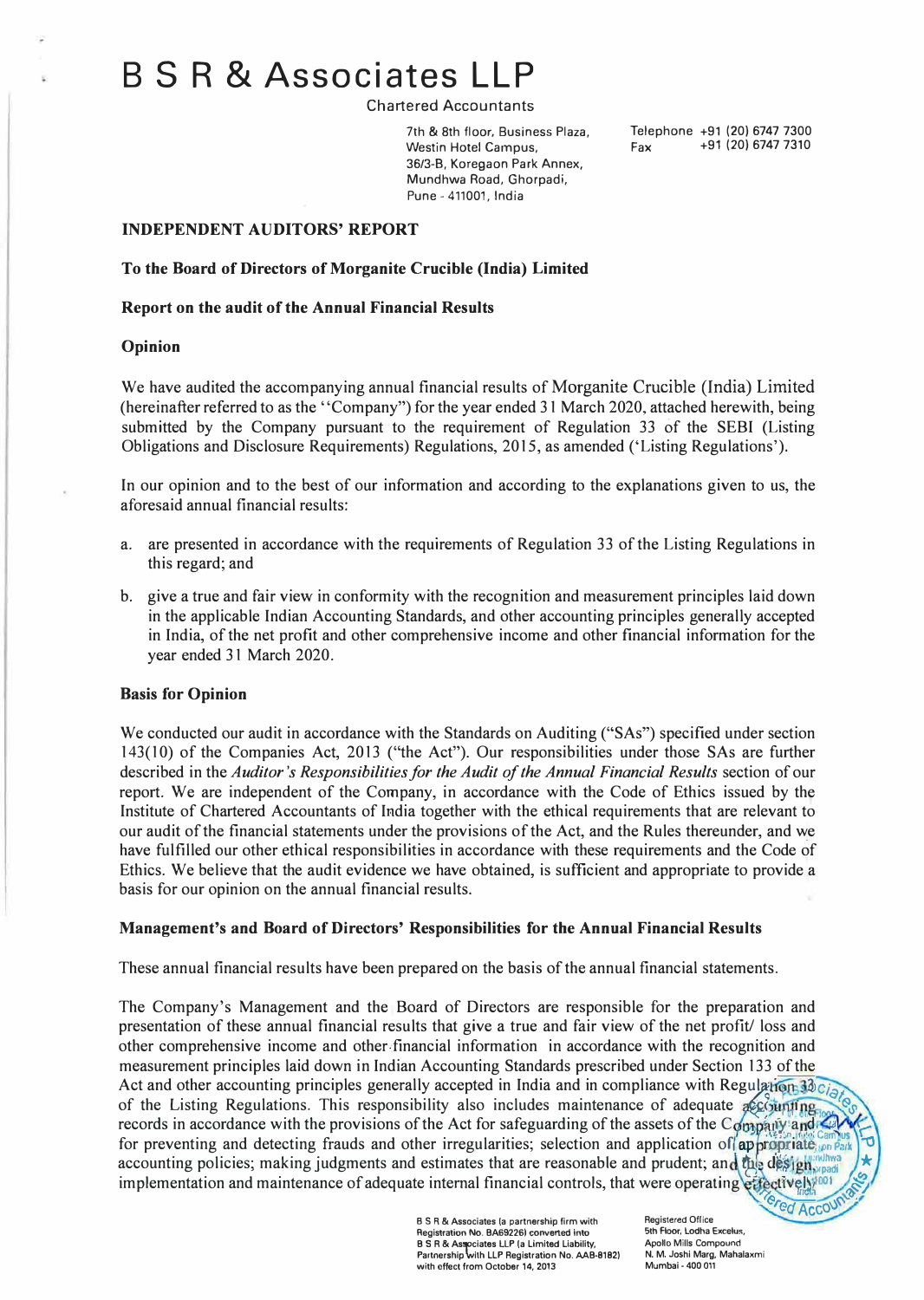# B S R & Associates LLP

Chartered Accountants

7th & 8th floor, Business Plaza,
Westin Hotel Campus,
36/3-B, Koregaon Park Annex,
Mundhwa Road, Ghorpadi,
Pune - 411001, India

Telephone +91 (20) 6747 7300
Fax +91 (20) 6747 7310

**INDEPENDENT AUDITORS' REPORT**

**To the Board of Directors of Morganite Crucible (India) Limited**

**Report on the audit of the Annual Financial Results**

**Opinion**

We have audited the accompanying annual financial results of Morganite Crucible (India) Limited (hereinafter referred to as the "Company") for the year ended 31 March 2020, attached herewith, being submitted by the Company pursuant to the requirement of Regulation 33 of the SEBI (Listing Obligations and Disclosure Requirements) Regulations, 2015, as amended ('Listing Regulations').

In our opinion and to the best of our information and according to the explanations given to us, the aforesaid annual financial results:

a. are presented in accordance with the requirements of Regulation 33 of the Listing Regulations in this regard; and

b. give a true and fair view in conformity with the recognition and measurement principles laid down in the applicable Indian Accounting Standards, and other accounting principles generally accepted in India, of the net profit and other comprehensive income and other financial information for the year ended 31 March 2020.

**Basis for Opinion**

We conducted our audit in accordance with the Standards on Auditing ("SAs") specified under section 143(10) of the Companies Act, 2013 ("the Act"). Our responsibilities under those SAs are further described in the *Auditor's Responsibilities for the Audit of the Annual Financial Results* section of our report. We are independent of the Company, in accordance with the Code of Ethics issued by the Institute of Chartered Accountants of India together with the ethical requirements that are relevant to our audit of the financial statements under the provisions of the Act, and the Rules thereunder, and we have fulfilled our other ethical responsibilities in accordance with these requirements and the Code of Ethics. We believe that the audit evidence we have obtained, is sufficient and appropriate to provide a basis for our opinion on the annual financial results.

**Management's and Board of Directors' Responsibilities for the Annual Financial Results**

These annual financial results have been prepared on the basis of the annual financial statements.

The Company's Management and the Board of Directors are responsible for the preparation and presentation of these annual financial results that give a true and fair view of the net profit/ loss and other comprehensive income and other financial information in accordance with the recognition and measurement principles laid down in Indian Accounting Standards prescribed under Section 133 of the Act and other accounting principles generally accepted in India and in compliance with Regulation 33 of the Listing Regulations. This responsibility also includes maintenance of adequate accounting records in accordance with the provisions of the Act for safeguarding of the assets of the Company and for preventing and detecting frauds and other irregularities; selection and application of appropriate accounting policies; making judgments and estimates that are reasonable and prudent; and the design, implementation and maintenance of adequate internal financial controls, that were operating effectively

B S R & Associates (a partnership firm with Registration No. BA69226) converted into B S R & Associates LLP (a Limited Liability, Partnership with LLP Registration No. AAB-8182) with effect from October 14, 2013

Registered Office
5th Floor, Lodha Excelus,
Apollo Mills Compound
N. M. Joshi Marg, Mahalaxmi
Mumbai - 400 011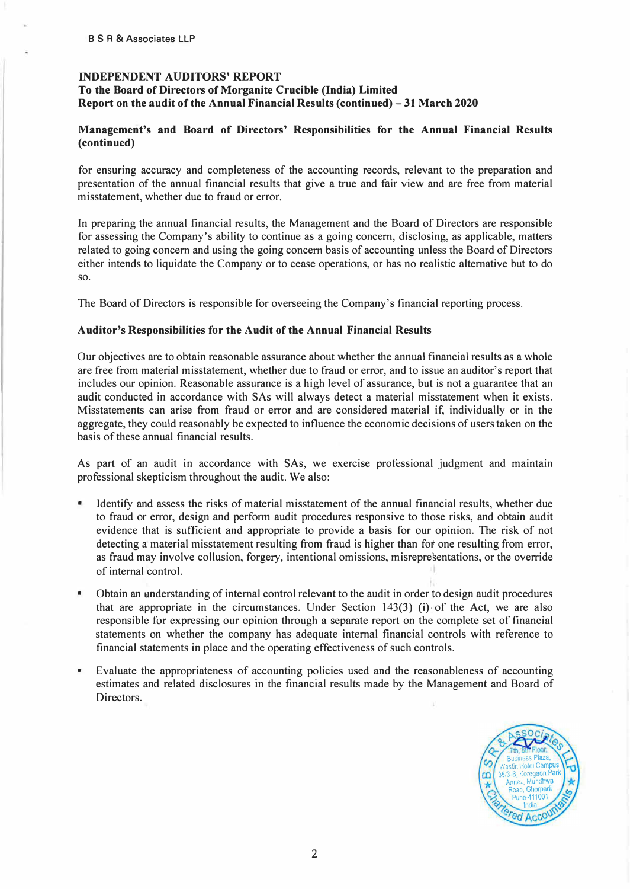B S R & Associates LLP

**INDEPENDENT AUDITORS' REPORT**
**To the Board of Directors of Morganite Crucible (India) Limited**
**Report on the audit of the Annual Financial Results (continued) – 31 March 2020**

**Management's and Board of Directors' Responsibilities for the Annual Financial Results (continued)**

for ensuring accuracy and completeness of the accounting records, relevant to the preparation and presentation of the annual financial results that give a true and fair view and are free from material misstatement, whether due to fraud or error.

In preparing the annual financial results, the Management and the Board of Directors are responsible for assessing the Company's ability to continue as a going concern, disclosing, as applicable, matters related to going concern and using the going concern basis of accounting unless the Board of Directors either intends to liquidate the Company or to cease operations, or has no realistic alternative but to do so.

The Board of Directors is responsible for overseeing the Company's financial reporting process.

**Auditor's Responsibilities for the Audit of the Annual Financial Results**

Our objectives are to obtain reasonable assurance about whether the annual financial results as a whole are free from material misstatement, whether due to fraud or error, and to issue an auditor's report that includes our opinion. Reasonable assurance is a high level of assurance, but is not a guarantee that an audit conducted in accordance with SAs will always detect a material misstatement when it exists. Misstatements can arise from fraud or error and are considered material if, individually or in the aggregate, they could reasonably be expected to influence the economic decisions of users taken on the basis of these annual financial results.

As part of an audit in accordance with SAs, we exercise professional judgment and maintain professional skepticism throughout the audit. We also:

- Identify and assess the risks of material misstatement of the annual financial results, whether due to fraud or error, design and perform audit procedures responsive to those risks, and obtain audit evidence that is sufficient and appropriate to provide a basis for our opinion. The risk of not detecting a material misstatement resulting from fraud is higher than for one resulting from error, as fraud may involve collusion, forgery, intentional omissions, misrepresentations, or the override of internal control.

- Obtain an understanding of internal control relevant to the audit in order to design audit procedures that are appropriate in the circumstances. Under Section 143(3) (i) of the Act, we are also responsible for expressing our opinion through a separate report on the complete set of financial statements on whether the company has adequate internal financial controls with reference to financial statements in place and the operating effectiveness of such controls.

- Evaluate the appropriateness of accounting policies used and the reasonableness of accounting estimates and related disclosures in the financial results made by the Management and Board of Directors.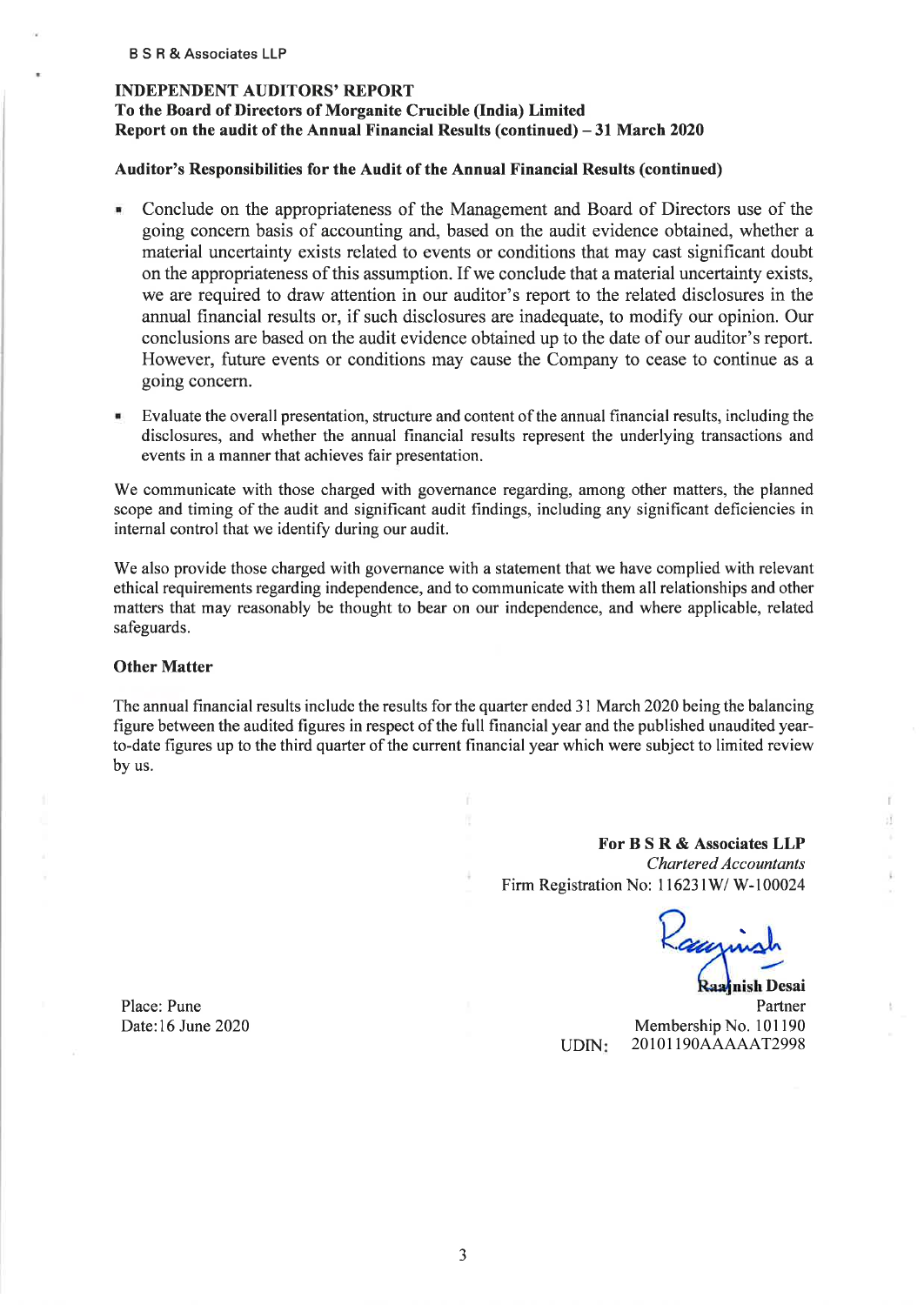B S R & Associates LLP

**INDEPENDENT AUDITORS' REPORT**
**To the Board of Directors of Morganite Crucible (India) Limited**
**Report on the audit of the Annual Financial Results (continued) – 31 March 2020**

**Auditor's Responsibilities for the Audit of the Annual Financial Results (continued)**

- Conclude on the appropriateness of the Management and Board of Directors use of the going concern basis of accounting and, based on the audit evidence obtained, whether a material uncertainty exists related to events or conditions that may cast significant doubt on the appropriateness of this assumption. If we conclude that a material uncertainty exists, we are required to draw attention in our auditor's report to the related disclosures in the annual financial results or, if such disclosures are inadequate, to modify our opinion. Our conclusions are based on the audit evidence obtained up to the date of our auditor's report. However, future events or conditions may cause the Company to cease to continue as a going concern.
- Evaluate the overall presentation, structure and content of the annual financial results, including the disclosures, and whether the annual financial results represent the underlying transactions and events in a manner that achieves fair presentation.

We communicate with those charged with governance regarding, among other matters, the planned scope and timing of the audit and significant audit findings, including any significant deficiencies in internal control that we identify during our audit.

We also provide those charged with governance with a statement that we have complied with relevant ethical requirements regarding independence, and to communicate with them all relationships and other matters that may reasonably be thought to bear on our independence, and where applicable, related safeguards.

**Other Matter**

The annual financial results include the results for the quarter ended 31 March 2020 being the balancing figure between the audited figures in respect of the full financial year and the published unaudited year-to-date figures up to the third quarter of the current financial year which were subject to limited review by us.

**For B S R & Associates LLP**
*Chartered Accountants*
Firm Registration No: 116231W/ W-100024

**Raajnish Desai**
Partner
Membership No. 101190
UDIN: 20101190AAAAAT2998

Place: Pune
Date: 16 June 2020